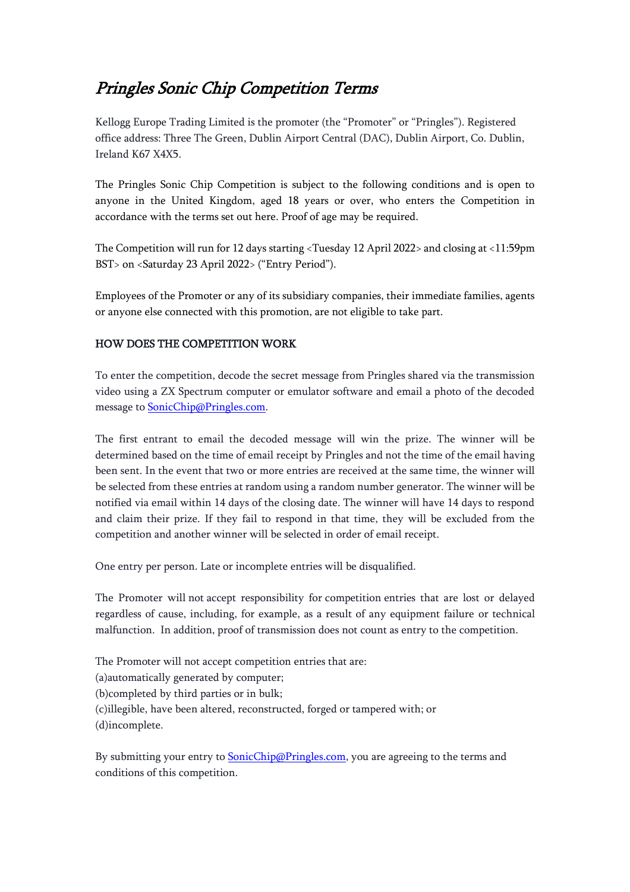# *Pringles Sonic Chip Competition Terms*

Kellogg Europe Trading Limited is the promoter (the "Promoter" or "Pringles"). Registered office address: Three The Green, Dublin Airport Central (DAC), Dublin Airport, Co. Dublin, Ireland K67 X4X5.

The Pringles Sonic Chip Competition is subject to the following conditions and is open to anyone in the United Kingdom, aged 18 years or over, who enters the Competition in accordance with the terms set out here. Proof of age may be required.

The Competition will run for 12 days starting <Tuesday 12 April 2022> and closing at <11:59pm BST> on <Saturday 23 April 2022> ("Entry Period").

Employees of the Promoter or any of its subsidiary companies, their immediate families, agents or anyone else connected with this promotion, are not eligible to take part.

## HOW DOES THE COMPETITION WORK

To enter the competition, decode the secret message from Pringles shared via the transmission video using a ZX Spectrum computer or emulator software and email a photo of the decoded message to SonicChip@Pringles.com.

The first entrant to email the decoded message will win the prize. The winner will be determined based on the time of email receipt by Pringles and not the time of the email having been sent. In the event that two or more entries are received at the same time, the winner will be selected from these entries at random using a random number generator. The winner will be notified via email within 14 days of the closing date. The winner will have 14 days to respond and claim their prize. If they fail to respond in that time, they will be excluded from the competition and another winner will be selected in order of email receipt.

One entry per person. Late or incomplete entries will be disqualified.

The Promoter will not accept responsibility for competition entries that are lost or delayed regardless of cause, including, for example, as a result of any equipment failure or technical malfunction. In addition, proof of transmission does not count as entry to the competition.

The Promoter will not accept competition entries that are:
(a)automatically generated by computer;
(b)completed by third parties or in bulk;
(c)illegible, have been altered, reconstructed, forged or tampered with; or
(d)incomplete.

By submitting your entry to SonicChip@Pringles.com, you are agreeing to the terms and conditions of this competition.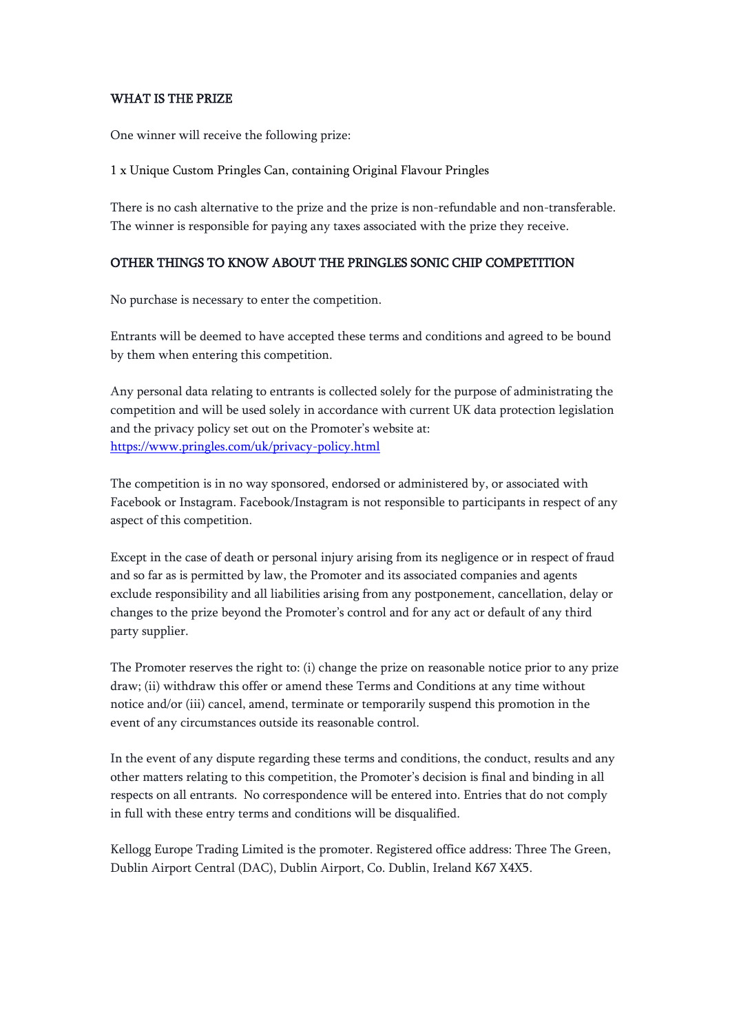## WHAT IS THE PRIZE

One winner will receive the following prize:

1 x Unique Custom Pringles Can, containing Original Flavour Pringles

There is no cash alternative to the prize and the prize is non-refundable and non-transferable. The winner is responsible for paying any taxes associated with the prize they receive.

## OTHER THINGS TO KNOW ABOUT THE PRINGLES SONIC CHIP COMPETITION

No purchase is necessary to enter the competition.

Entrants will be deemed to have accepted these terms and conditions and agreed to be bound by them when entering this competition.

Any personal data relating to entrants is collected solely for the purpose of administrating the competition and will be used solely in accordance with current UK data protection legislation and the privacy policy set out on the Promoter's website at: https://www.pringles.com/uk/privacy-policy.html

The competition is in no way sponsored, endorsed or administered by, or associated with Facebook or Instagram. Facebook/Instagram is not responsible to participants in respect of any aspect of this competition.

Except in the case of death or personal injury arising from its negligence or in respect of fraud and so far as is permitted by law, the Promoter and its associated companies and agents exclude responsibility and all liabilities arising from any postponement, cancellation, delay or changes to the prize beyond the Promoter's control and for any act or default of any third party supplier.

The Promoter reserves the right to: (i) change the prize on reasonable notice prior to any prize draw; (ii) withdraw this offer or amend these Terms and Conditions at any time without notice and/or (iii) cancel, amend, terminate or temporarily suspend this promotion in the event of any circumstances outside its reasonable control.

In the event of any dispute regarding these terms and conditions, the conduct, results and any other matters relating to this competition, the Promoter's decision is final and binding in all respects on all entrants. No correspondence will be entered into. Entries that do not comply in full with these entry terms and conditions will be disqualified.

Kellogg Europe Trading Limited is the promoter. Registered office address: Three The Green, Dublin Airport Central (DAC), Dublin Airport, Co. Dublin, Ireland K67 X4X5.